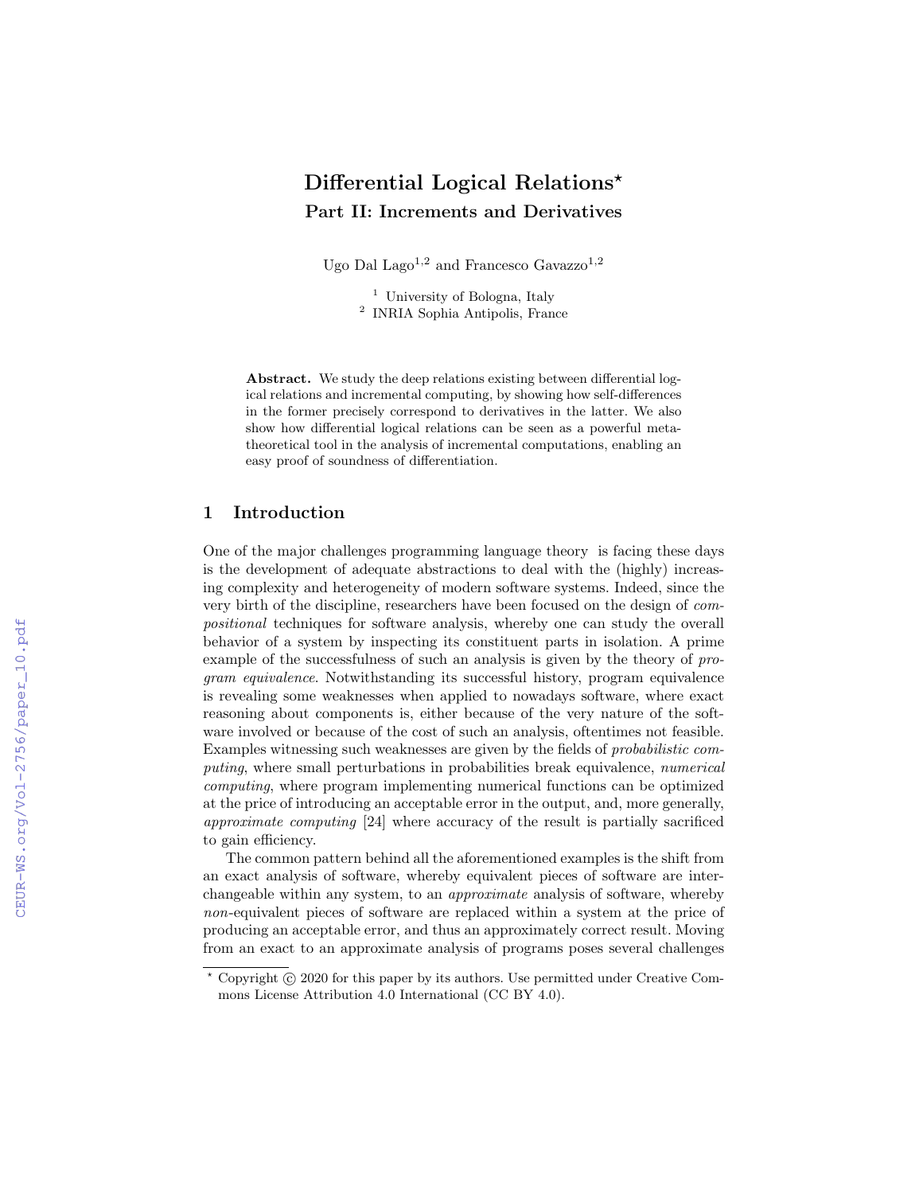# Differential Logical Relations*

## Part II: Increments and Derivatives

Ugo Dal Lago[1,2] and Francesco Gavazzo[1,2]

[1] University of Bologna, Italy
[2] INRIA Sophia Antipolis, France

**Abstract.** We study the deep relations existing between differential logical relations and incremental computing, by showing how self-differences in the former precisely correspond to derivatives in the latter. We also show how differential logical relations can be seen as a powerful meta-theoretical tool in the analysis of incremental computations, enabling an easy proof of soundness of differentiation.

## 1 Introduction

One of the major challenges programming language theory is facing these days is the development of adequate abstractions to deal with the (highly) increasing complexity and heterogeneity of modern software systems. Indeed, since the very birth of the discipline, researchers have been focused on the design of *compositional* techniques for software analysis, whereby one can study the overall behavior of a system by inspecting its constituent parts in isolation. A prime example of the successfulness of such an analysis is given by the theory of *program equivalence*. Notwithstanding its successful history, program equivalence is revealing some weaknesses when applied to nowadays software, where exact reasoning about components is, either because of the very nature of the software involved or because of the cost of such an analysis, oftentimes not feasible. Examples witnessing such weaknesses are given by the fields of *probabilistic computing*, where small perturbations in probabilities break equivalence, *numerical computing*, where program implementing numerical functions can be optimized at the price of introducing an acceptable error in the output, and, more generally, *approximate computing* [24] where accuracy of the result is partially sacrificed to gain efficiency.

The common pattern behind all the aforementioned examples is the shift from an exact analysis of software, whereby equivalent pieces of software are interchangeable within any system, to an *approximate* analysis of software, whereby *non*-equivalent pieces of software are replaced within a system at the price of producing an acceptable error, and thus an approximately correct result. Moving from an exact to an approximate analysis of programs poses several challenges

* Copyright © 2020 for this paper by its authors. Use permitted under Creative Commons License Attribution 4.0 International (CC BY 4.0).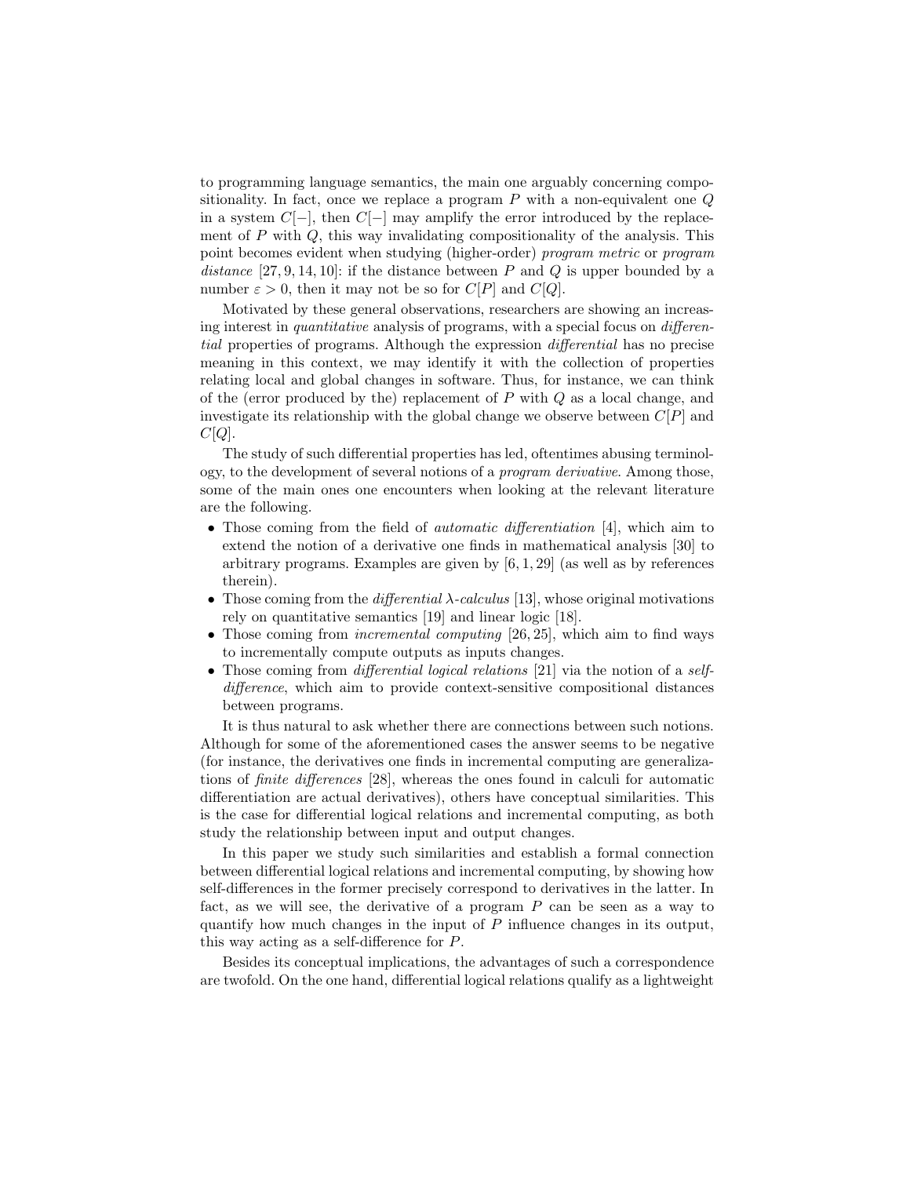to programming language semantics, the main one arguably concerning compositionality. In fact, once we replace a program $P$ with a non-equivalent one $Q$ in a system $C[-]$, then $C[-]$ may amplify the error introduced by the replacement of $P$ with $Q$, this way invalidating compositionality of the analysis. This point becomes evident when studying (higher-order) *program metric* or *program distance* [27, 9, 14, 10]: if the distance between $P$ and $Q$ is upper bounded by a number $\varepsilon > 0$, then it may not be so for $C[P]$ and $C[Q]$.

Motivated by these general observations, researchers are showing an increasing interest in *quantitative* analysis of programs, with a special focus on *differential* properties of programs. Although the expression *differential* has no precise meaning in this context, we may identify it with the collection of properties relating local and global changes in software. Thus, for instance, we can think of the (error produced by the) replacement of $P$ with $Q$ as a local change, and investigate its relationship with the global change we observe between $C[P]$ and $C[Q]$.

The study of such differential properties has led, oftentimes abusing terminology, to the development of several notions of a *program derivative*. Among those, some of the main ones one encounters when looking at the relevant literature are the following.

- Those coming from the field of *automatic differentiation* [4], which aim to extend the notion of a derivative one finds in mathematical analysis [30] to arbitrary programs. Examples are given by [6, 1, 29] (as well as by references therein).
- Those coming from the *differential* $\lambda$*-calculus* [13], whose original motivations rely on quantitative semantics [19] and linear logic [18].
- Those coming from *incremental computing* [26, 25], which aim to find ways to incrementally compute outputs as inputs changes.
- Those coming from *differential logical relations* [21] via the notion of a *self-difference*, which aim to provide context-sensitive compositional distances between programs.

It is thus natural to ask whether there are connections between such notions. Although for some of the aforementioned cases the answer seems to be negative (for instance, the derivatives one finds in incremental computing are generalizations of *finite differences* [28], whereas the ones found in calculi for automatic differentiation are actual derivatives), others have conceptual similarities. This is the case for differential logical relations and incremental computing, as both study the relationship between input and output changes.

In this paper we study such similarities and establish a formal connection between differential logical relations and incremental computing, by showing how self-differences in the former precisely correspond to derivatives in the latter. In fact, as we will see, the derivative of a program $P$ can be seen as a way to quantify how much changes in the input of $P$ influence changes in its output, this way acting as a self-difference for $P$.

Besides its conceptual implications, the advantages of such a correspondence are twofold. On the one hand, differential logical relations qualify as a lightweight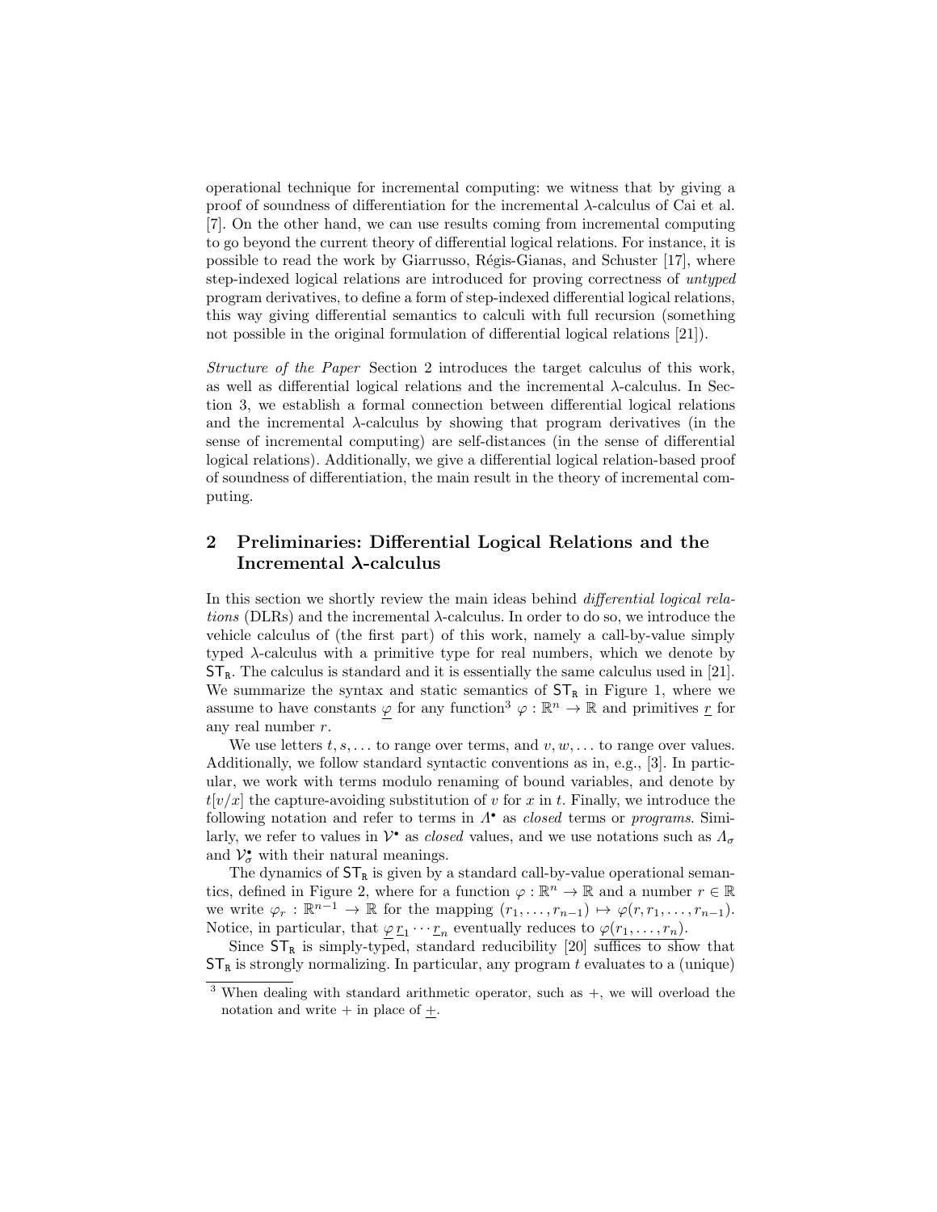operational technique for incremental computing: we witness that by giving a proof of soundness of differentiation for the incremental $\lambda$-calculus of Cai et al. [7]. On the other hand, we can use results coming from incremental computing to go beyond the current theory of differential logical relations. For instance, it is possible to read the work by Giarrusso, Régis-Gianas, and Schuster [17], where step-indexed logical relations are introduced for proving correctness of *untyped* program derivatives, to define a form of step-indexed differential logical relations, this way giving differential semantics to calculi with full recursion (something not possible in the original formulation of differential logical relations [21]).

*Structure of the Paper* Section 2 introduces the target calculus of this work, as well as differential logical relations and the incremental $\lambda$-calculus. In Section 3, we establish a formal connection between differential logical relations and the incremental $\lambda$-calculus by showing that program derivatives (in the sense of incremental computing) are self-distances (in the sense of differential logical relations). Additionally, we give a differential logical relation-based proof of soundness of differentiation, the main result in the theory of incremental computing.

## 2 Preliminaries: Differential Logical Relations and the Incremental $\lambda$-calculus

In this section we shortly review the main ideas behind *differential logical relations* (DLRs) and the incremental $\lambda$-calculus. In order to do so, we introduce the vehicle calculus of (the first part) of this work, namely a call-by-value simply typed $\lambda$-calculus with a primitive type for real numbers, which we denote by $\mathsf{ST}_{\mathtt{R}}$. The calculus is standard and it is essentially the same calculus used in [21]. We summarize the syntax and static semantics of $\mathsf{ST}_{\mathtt{R}}$ in Figure 1, where we assume to have constants $\underline{\varphi}$ for any function[3] $\varphi : \mathbb{R}^n \to \mathbb{R}$ and primitives $\underline{r}$ for any real number $r$.

We use letters $t, s, \ldots$ to range over terms, and $v, w, \ldots$ to range over values. Additionally, we follow standard syntactic conventions as in, e.g., [3]. In particular, we work with terms modulo renaming of bound variables, and denote by $t[v/x]$ the capture-avoiding substitution of $v$ for $x$ in $t$. Finally, we introduce the following notation and refer to terms in $\Lambda^{\bullet}$ as *closed* terms or *programs*. Similarly, we refer to values in $\mathcal{V}^{\bullet}$ as *closed* values, and we use notations such as $\Lambda_{\sigma}$ and $\mathcal{V}^{\bullet}_{\sigma}$ with their natural meanings.

The dynamics of $\mathsf{ST}_{\mathtt{R}}$ is given by a standard call-by-value operational semantics, defined in Figure 2, where for a function $\varphi : \mathbb{R}^n \to \mathbb{R}$ and a number $r \in \mathbb{R}$ we write $\varphi_r : \mathbb{R}^{n-1} \to \mathbb{R}$ for the mapping $(r_1, \ldots, r_{n-1}) \mapsto \varphi(r, r_1, \ldots, r_{n-1})$. Notice, in particular, that $\underline{\varphi}\, \underline{r}_1 \cdots \underline{r}_n$ eventually reduces to $\underline{\varphi(r_1, \ldots, r_n)}$.

Since $\mathsf{ST}_{\mathtt{R}}$ is simply-typed, standard reducibility [20] suffices to show that $\mathsf{ST}_{\mathtt{R}}$ is strongly normalizing. In particular, any program $t$ evaluates to a (unique)

[3] When dealing with standard arithmetic operator, such as $+$, we will overload the notation and write $+$ in place of $\underline{+}$.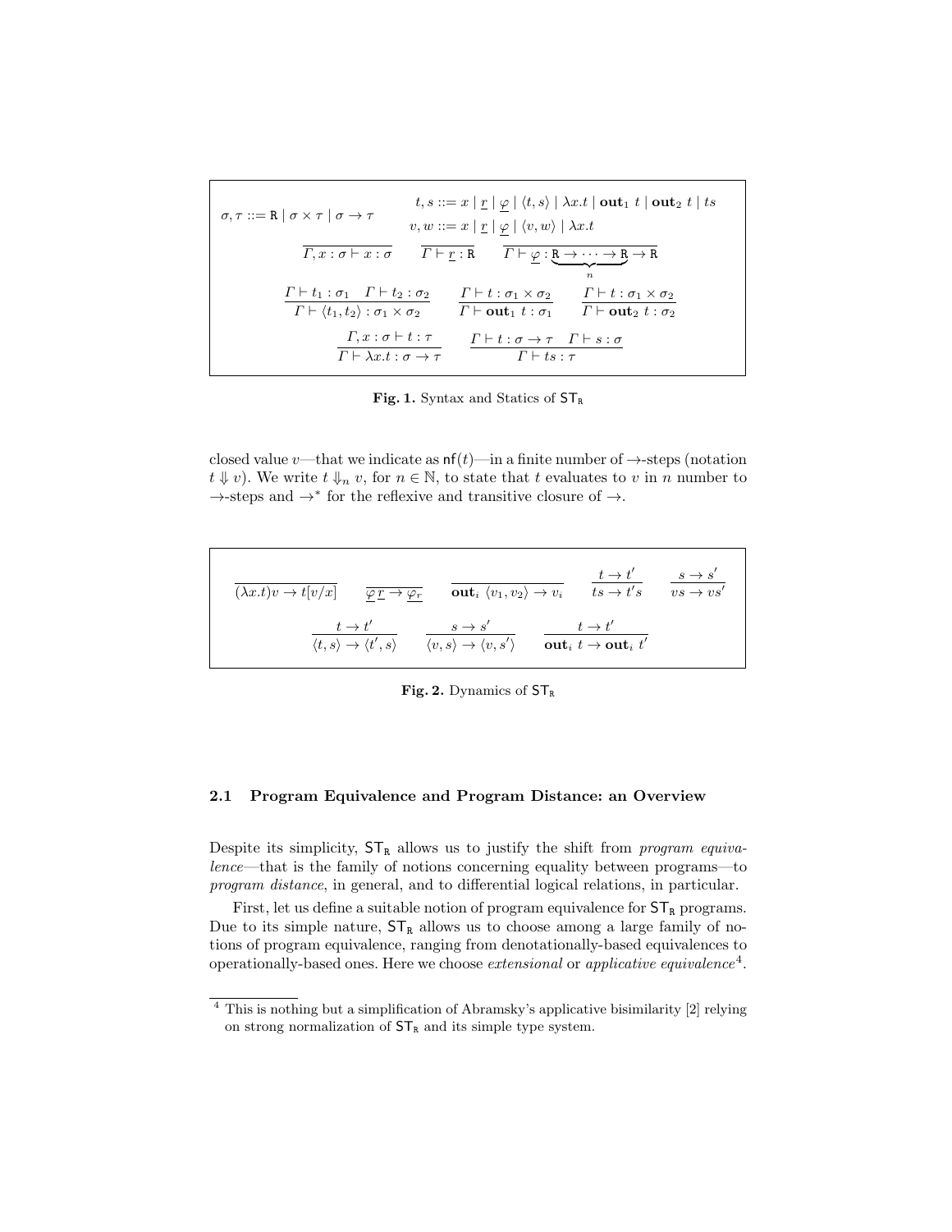$$\sigma, \tau ::= \mathtt{R} \mid \sigma \times \tau \mid \sigma \to \tau \qquad \begin{array}{l} t, s ::= x \mid \underline{r} \mid \underline{\varphi} \mid \langle t, s \rangle \mid \lambda x.t \mid \mathbf{out}_1\ t \mid \mathbf{out}_2\ t \mid ts \\ v, w ::= x \mid \underline{r} \mid \underline{\varphi} \mid \langle v, w \rangle \mid \lambda x.t \end{array}$$

$$\frac{}{\Gamma, x : \sigma \vdash x : \sigma} \qquad \frac{}{\Gamma \vdash \underline{r} : \mathtt{R}} \qquad \frac{}{\Gamma \vdash \underline{\varphi} : \underbrace{\mathtt{R} \to \cdots \to \mathtt{R}}_{n} \to \mathtt{R}}$$

$$\frac{\Gamma \vdash t_1 : \sigma_1 \quad \Gamma \vdash t_2 : \sigma_2}{\Gamma \vdash \langle t_1, t_2 \rangle : \sigma_1 \times \sigma_2} \qquad \frac{\Gamma \vdash t : \sigma_1 \times \sigma_2}{\Gamma \vdash \mathbf{out}_1\ t : \sigma_1} \qquad \frac{\Gamma \vdash t : \sigma_1 \times \sigma_2}{\Gamma \vdash \mathbf{out}_2\ t : \sigma_2}$$

$$\frac{\Gamma, x : \sigma \vdash t : \tau}{\Gamma \vdash \lambda x.t : \sigma \to \tau} \qquad \frac{\Gamma \vdash t : \sigma \to \tau \quad \Gamma \vdash s : \sigma}{\Gamma \vdash ts : \tau}$$

**Fig. 1.** Syntax and Statics of $\mathsf{ST}_{\mathtt{R}}$

closed value $v$—that we indicate as $\mathsf{nf}(t)$—in a finite number of $\to$-steps (notation $t \Downarrow v$). We write $t \Downarrow_n v$, for $n \in \mathbb{N}$, to state that $t$ evaluates to $v$ in $n$ number to $\to$-steps and $\to^*$ for the reflexive and transitive closure of $\to$.

$$\frac{}{(\lambda x.t)v \to t[v/x]} \qquad \frac{}{\underline{\varphi}\,\underline{r} \to \underline{\varphi_r}} \qquad \frac{}{\mathbf{out}_i\ \langle v_1, v_2 \rangle \to v_i} \qquad \frac{t \to t'}{ts \to t's} \qquad \frac{s \to s'}{vs \to vs'}$$

$$\frac{t \to t'}{\langle t, s \rangle \to \langle t', s \rangle} \qquad \frac{s \to s'}{\langle v, s \rangle \to \langle v, s' \rangle} \qquad \frac{t \to t'}{\mathbf{out}_i\ t \to \mathbf{out}_i\ t'}$$

**Fig. 2.** Dynamics of $\mathsf{ST}_{\mathtt{R}}$

### 2.1 Program Equivalence and Program Distance: an Overview

Despite its simplicity, $\mathsf{ST}_{\mathtt{R}}$ allows us to justify the shift from *program equivalence*—that is the family of notions concerning equality between programs—to *program distance*, in general, and to differential logical relations, in particular.

First, let us define a suitable notion of program equivalence for $\mathsf{ST}_{\mathtt{R}}$ programs. Due to its simple nature, $\mathsf{ST}_{\mathtt{R}}$ allows us to choose among a large family of notions of program equivalence, ranging from denotationally-based equivalences to operationally-based ones. Here we choose *extensional* or *applicative equivalence*[4].

[4] This is nothing but a simplification of Abramsky's applicative bisimilarity [2] relying on strong normalization of $\mathsf{ST}_{\mathtt{R}}$ and its simple type system.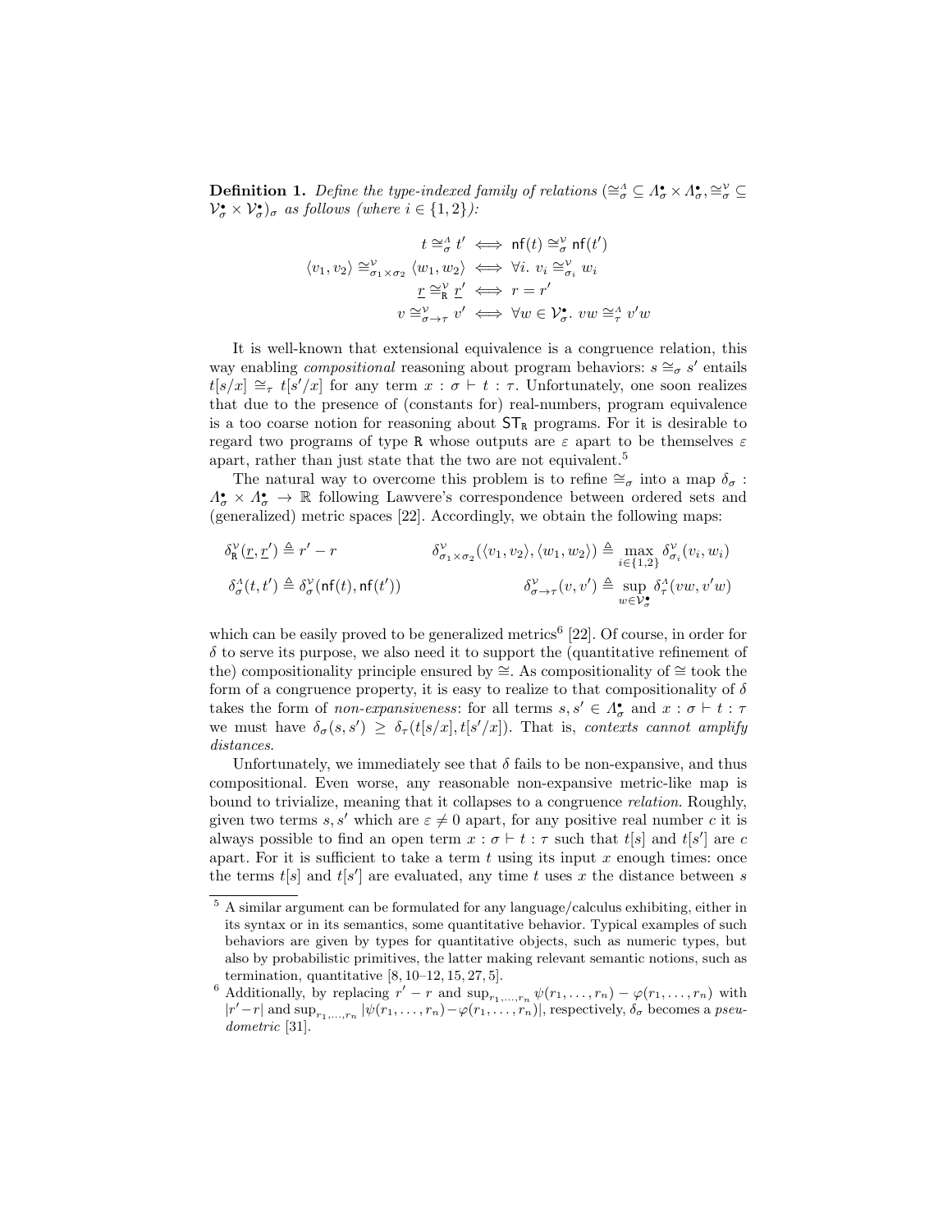**Definition 1.** *Define the type-indexed family of relations* $(\cong^{\Lambda}_{\sigma} \subseteq \Lambda^{\bullet}_{\sigma} \times \Lambda^{\bullet}_{\sigma}, \cong^{\mathcal{V}}_{\sigma} \subseteq \mathcal{V}^{\bullet}_{\sigma} \times \mathcal{V}^{\bullet}_{\sigma})_{\sigma}$ *as follows (where* $i \in \{1, 2\}$*):*

$$
\begin{aligned}
t \cong^{\Lambda}_{\sigma} t' &\iff \mathsf{nf}(t) \cong^{\mathcal{V}}_{\sigma} \mathsf{nf}(t') \\
\langle v_1, v_2 \rangle \cong^{\mathcal{V}}_{\sigma_1 \times \sigma_2} \langle w_1, w_2 \rangle &\iff \forall i.\ v_i \cong^{\mathcal{V}}_{\sigma_i} w_i \\
\underline{r} \cong^{\mathcal{V}}_{\mathtt{R}} \underline{r}' &\iff r = r' \\
v \cong^{\mathcal{V}}_{\sigma \to \tau} v' &\iff \forall w \in \mathcal{V}^{\bullet}_{\sigma}.\ vw \cong^{\Lambda}_{\tau} v'w
\end{aligned}
$$

It is well-known that extensional equivalence is a congruence relation, this way enabling *compositional* reasoning about program behaviors: $s \cong_{\sigma} s'$ entails $t[s/x] \cong_{\tau} t[s'/x]$ for any term $x : \sigma \vdash t : \tau$. Unfortunately, one soon realizes that due to the presence of (constants for) real-numbers, program equivalence is a too coarse notion for reasoning about $\mathsf{ST}_{\mathtt{R}}$ programs. For it is desirable to regard two programs of type $\mathtt{R}$ whose outputs are $\varepsilon$ apart to be themselves $\varepsilon$ apart, rather than just state that the two are not equivalent.[5]

The natural way to overcome this problem is to refine $\cong_{\sigma}$ into a map $\delta_{\sigma} : \Lambda^{\bullet}_{\sigma} \times \Lambda^{\bullet}_{\sigma} \to \mathbb{R}$ following Lawvere's correspondence between ordered sets and (generalized) metric spaces [22]. Accordingly, we obtain the following maps:

$$
\delta^{\mathcal{V}}_{\mathtt{R}}(\underline{r}, \underline{r}') \triangleq r' - r \qquad \delta^{\mathcal{V}}_{\sigma_1 \times \sigma_2}(\langle v_1, v_2 \rangle, \langle w_1, w_2 \rangle) \triangleq \max_{i \in \{1,2\}} \delta^{\mathcal{V}}_{\sigma_i}(v_i, w_i)
$$

$$
\delta^{\Lambda}_{\sigma}(t, t') \triangleq \delta^{\mathcal{V}}_{\sigma}(\mathsf{nf}(t), \mathsf{nf}(t')) \qquad \delta^{\mathcal{V}}_{\sigma \to \tau}(v, v') \triangleq \sup_{w \in \mathcal{V}^{\bullet}_{\sigma}} \delta^{\Lambda}_{\tau}(vw, v'w)
$$

which can be easily proved to be generalized metrics[6] [22]. Of course, in order for $\delta$ to serve its purpose, we also need it to support the (quantitative refinement of the) compositionality principle ensured by $\cong$. As compositionality of $\cong$ took the form of a congruence property, it is easy to realize to that compositionality of $\delta$ takes the form of *non-expansiveness*: for all terms $s, s' \in \Lambda^{\bullet}_{\sigma}$ and $x : \sigma \vdash t : \tau$ we must have $\delta_{\sigma}(s, s') \geq \delta_{\tau}(t[s/x], t[s'/x])$. That is, *contexts cannot amplify distances*.

Unfortunately, we immediately see that $\delta$ fails to be non-expansive, and thus compositional. Even worse, any reasonable non-expansive metric-like map is bound to trivialize, meaning that it collapses to a congruence *relation*. Roughly, given two terms $s, s'$ which are $\varepsilon \neq 0$ apart, for any positive real number $c$ it is always possible to find an open term $x : \sigma \vdash t : \tau$ such that $t[s]$ and $t[s']$ are $c$ apart. For it is sufficient to take a term $t$ using its input $x$ enough times: once the terms $t[s]$ and $t[s']$ are evaluated, any time $t$ uses $x$ the distance between $s$

---

[5] A similar argument can be formulated for any language/calculus exhibiting, either in its syntax or in its semantics, some quantitative behavior. Typical examples of such behaviors are given by types for quantitative objects, such as numeric types, but also by probabilistic primitives, the latter making relevant semantic notions, such as termination, quantitative [8, 10–12, 15, 27, 5].

[6] Additionally, by replacing $r' - r$ and $\sup_{r_1,\ldots,r_n} \psi(r_1, \ldots, r_n) - \varphi(r_1, \ldots, r_n)$ with $|r' - r|$ and $\sup_{r_1,\ldots,r_n} |\psi(r_1, \ldots, r_n) - \varphi(r_1, \ldots, r_n)|$, respectively, $\delta_{\sigma}$ becomes a *pseudometric* [31].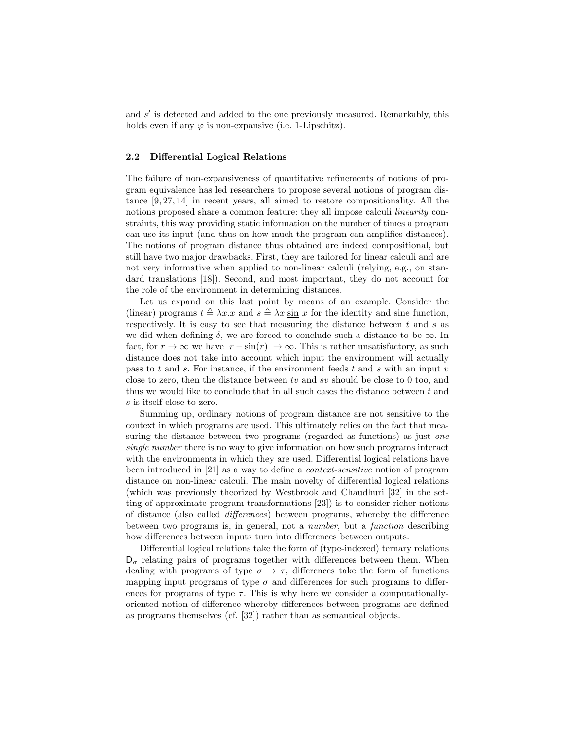and $s'$ is detected and added to the one previously measured. Remarkably, this holds even if any $\varphi$ is non-expansive (i.e. 1-Lipschitz).

### 2.2 Differential Logical Relations

The failure of non-expansiveness of quantitative refinements of notions of program equivalence has led researchers to propose several notions of program distance [9, 27, 14] in recent years, all aimed to restore compositionality. All the notions proposed share a common feature: they all impose calculi *linearity* constraints, this way providing static information on the number of times a program can use its input (and thus on how much the program can amplifies distances). The notions of program distance thus obtained are indeed compositional, but still have two major drawbacks. First, they are tailored for linear calculi and are not very informative when applied to non-linear calculi (relying, e.g., on standard translations [18]). Second, and most important, they do not account for the role of the environment in determining distances.

Let us expand on this last point by means of an example. Consider the (linear) programs $t \triangleq \lambda x.x$ and $s \triangleq \lambda x.\underline{\sin}\ x$ for the identity and sine function, respectively. It is easy to see that measuring the distance between $t$ and $s$ as we did when defining $\delta$, we are forced to conclude such a distance to be $\infty$. In fact, for $r \to \infty$ we have $|r - \sin(r)| \to \infty$. This is rather unsatisfactory, as such distance does not take into account which input the environment will actually pass to $t$ and $s$. For instance, if the environment feeds $t$ and $s$ with an input $v$ close to zero, then the distance between $tv$ and $sv$ should be close to 0 too, and thus we would like to conclude that in all such cases the distance between $t$ and $s$ is itself close to zero.

Summing up, ordinary notions of program distance are not sensitive to the context in which programs are used. This ultimately relies on the fact that measuring the distance between two programs (regarded as functions) as just *one single number* there is no way to give information on how such programs interact with the environments in which they are used. Differential logical relations have been introduced in [21] as a way to define a *context-sensitive* notion of program distance on non-linear calculi. The main novelty of differential logical relations (which was previously theorized by Westbrook and Chaudhuri [32] in the setting of approximate program transformations [23]) is to consider richer notions of distance (also called *differences*) between programs, whereby the difference between two programs is, in general, not a *number*, but a *function* describing how differences between inputs turn into differences between outputs.

Differential logical relations take the form of (type-indexed) ternary relations $\mathsf{D}_\sigma$ relating pairs of programs together with differences between them. When dealing with programs of type $\sigma \to \tau$, differences take the form of functions mapping input programs of type $\sigma$ and differences for such programs to differences for programs of type $\tau$. This is why here we consider a computationally-oriented notion of difference whereby differences between programs are defined as programs themselves (cf. [32]) rather than as semantical objects.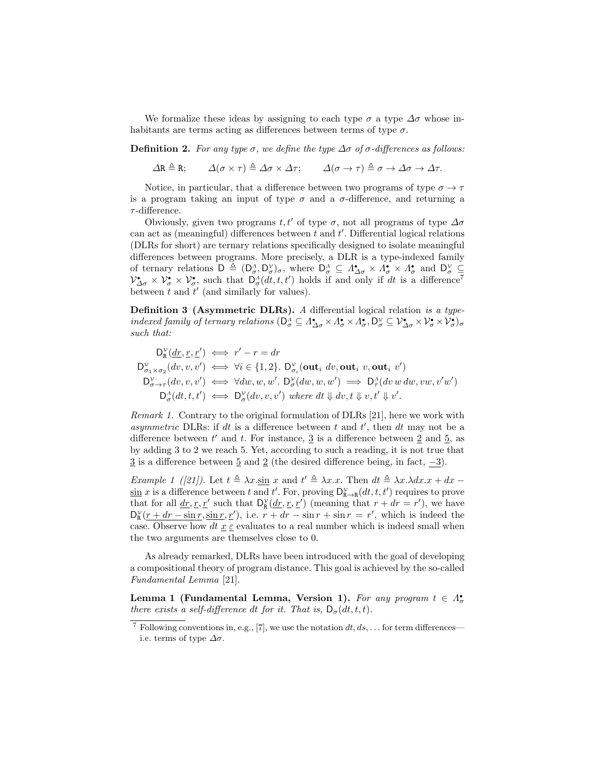We formalize these ideas by assigning to each type $\sigma$ a type $\Delta\sigma$ whose inhabitants are terms acting as differences between terms of type $\sigma$.

**Definition 2.** *For any type $\sigma$, we define the type $\Delta\sigma$ of $\sigma$-differences as follows:*

$$\Delta\mathsf{R} \triangleq \mathsf{R}; \qquad \Delta(\sigma \times \tau) \triangleq \Delta\sigma \times \Delta\tau; \qquad \Delta(\sigma \to \tau) \triangleq \sigma \to \Delta\sigma \to \Delta\tau.$$

Notice, in particular, that a difference between two programs of type $\sigma \to \tau$ is a program taking an input of type $\sigma$ and a $\sigma$-difference, and returning a $\tau$-difference.

Obviously, given two programs $t, t'$ of type $\sigma$, not all programs of type $\Delta\sigma$ can act as (meaningful) differences between $t$ and $t'$. Differential logical relations (DLRs for short) are ternary relations specifically designed to isolate meaningful differences between programs. More precisely, a DLR is a type-indexed family of ternary relations $\mathsf{D} \triangleq (\mathsf{D}^{\Lambda}_{\sigma}, \mathsf{D}^{\mathcal{V}}_{\sigma})_{\sigma}$, where $\mathsf{D}^{\Lambda}_{\sigma} \subseteq \Lambda^{\bullet}_{\Delta\sigma} \times \Lambda^{\bullet}_{\sigma} \times \Lambda^{\bullet}_{\sigma}$ and $\mathsf{D}^{\mathcal{V}}_{\sigma} \subseteq \mathcal{V}^{\bullet}_{\Delta\sigma} \times \mathcal{V}^{\bullet}_{\sigma} \times \mathcal{V}^{\bullet}_{\sigma}$, such that $\mathsf{D}^{\Lambda}_{\sigma}(dt, t, t')$ holds if and only if $dt$ is a difference[7] between $t$ and $t'$ (and similarly for values).

**Definition 3 (Asymmetric DLRs).** *A* differential logical relation *is a type-indexed family of ternary relations* $(\mathsf{D}^{\Lambda}_{\sigma} \subseteq \Lambda^{\bullet}_{\Delta\sigma} \times \Lambda^{\bullet}_{\sigma} \times \Lambda^{\bullet}_{\sigma}, \mathsf{D}^{\mathcal{V}}_{\sigma} \subseteq \mathcal{V}^{\bullet}_{\Delta\sigma} \times \mathcal{V}^{\bullet}_{\sigma} \times \mathcal{V}^{\bullet}_{\sigma})_{\sigma}$ *such that:*

$$\begin{aligned}
\mathsf{D}^{\mathcal{V}}_{\mathsf{R}}(\underline{dr}, \underline{r}, \underline{r'}) &\iff r' - r = dr \\
\mathsf{D}^{\mathcal{V}}_{\sigma_1 \times \sigma_2}(dv, v, v') &\iff \forall i \in \{1, 2\}.\ \mathsf{D}^{\mathcal{V}}_{\sigma_i}(\mathbf{out}_i\ dv, \mathbf{out}_i\ v, \mathbf{out}_i\ v') \\
\mathsf{D}^{\mathcal{V}}_{\sigma \to \tau}(dv, v, v') &\iff \forall dw, w, w'.\ \mathsf{D}^{\mathcal{V}}_{\sigma}(dw, w, w') \implies \mathsf{D}^{\Lambda}_{\tau}(dv\, w\, dw, vw, v'w') \\
\mathsf{D}^{\Lambda}_{\sigma}(dt, t, t') &\iff \mathsf{D}^{\mathcal{V}}_{\sigma}(dv, v, v') \text{ where } dt \Downarrow dv, t \Downarrow v, t' \Downarrow v'.
\end{aligned}$$

*Remark 1.* Contrary to the original formulation of DLRs [21], here we work with *asymmetric* DLRs: if $dt$ is a difference between $t$ and $t'$, then $dt$ may not be a difference between $t'$ and $t$. For instance, $\underline{3}$ is a difference between $\underline{2}$ and $\underline{5}$, as by adding 3 to 2 we reach 5. Yet, according to such a reading, it is not true that $\underline{3}$ is a difference between $\underline{5}$ and $\underline{2}$ (the desired difference being, in fact, $\underline{-3}$).

*Example 1 ([21]).* Let $t \triangleq \lambda x.\underline{\sin}\ x$ and $t' \triangleq \lambda x.x$. Then $dt \triangleq \lambda x.\lambda dx.x + dx - \underline{\sin}\ x$ is a difference between $t$ and $t'$. For, proving $\mathsf{D}^{\mathcal{V}}_{\mathsf{R}\to\mathsf{R}}(dt, t, t)$ requires to prove that for all $\underline{dr}, \underline{r}, \underline{r'}$ such that $\mathsf{D}^{\mathcal{V}}_{\mathsf{R}}(\underline{dr}, \underline{r}, \underline{r'})$ (meaning that $r + dr = r'$), we have $\mathsf{D}^{\mathcal{V}}_{\mathsf{R}}(\underline{r + dr - \sin r}, \underline{\sin r}, \underline{r'})$, i.e. $r + dr - \sin r + \sin r = r'$, which is indeed the case. Observe how $dt\ \underline{x}\ \underline{\varepsilon}$ evaluates to a real number which is indeed small when the two arguments are themselves close to 0.

As already remarked, DLRs have been introduced with the goal of developing a compositional theory of program distance. This goal is achieved by the so-called *Fundamental Lemma* [21].

**Lemma 1 (Fundamental Lemma, Version 1).** *For any program $t \in \Lambda^{\bullet}_{\sigma}$ there exists a self-difference $dt$ for it. That is, $\mathsf{D}_{\sigma}(dt, t, t)$.*

[7] Following conventions in, e.g., [7], we use the notation $dt, ds, \ldots$ for term differences—i.e. terms of type $\Delta\sigma$.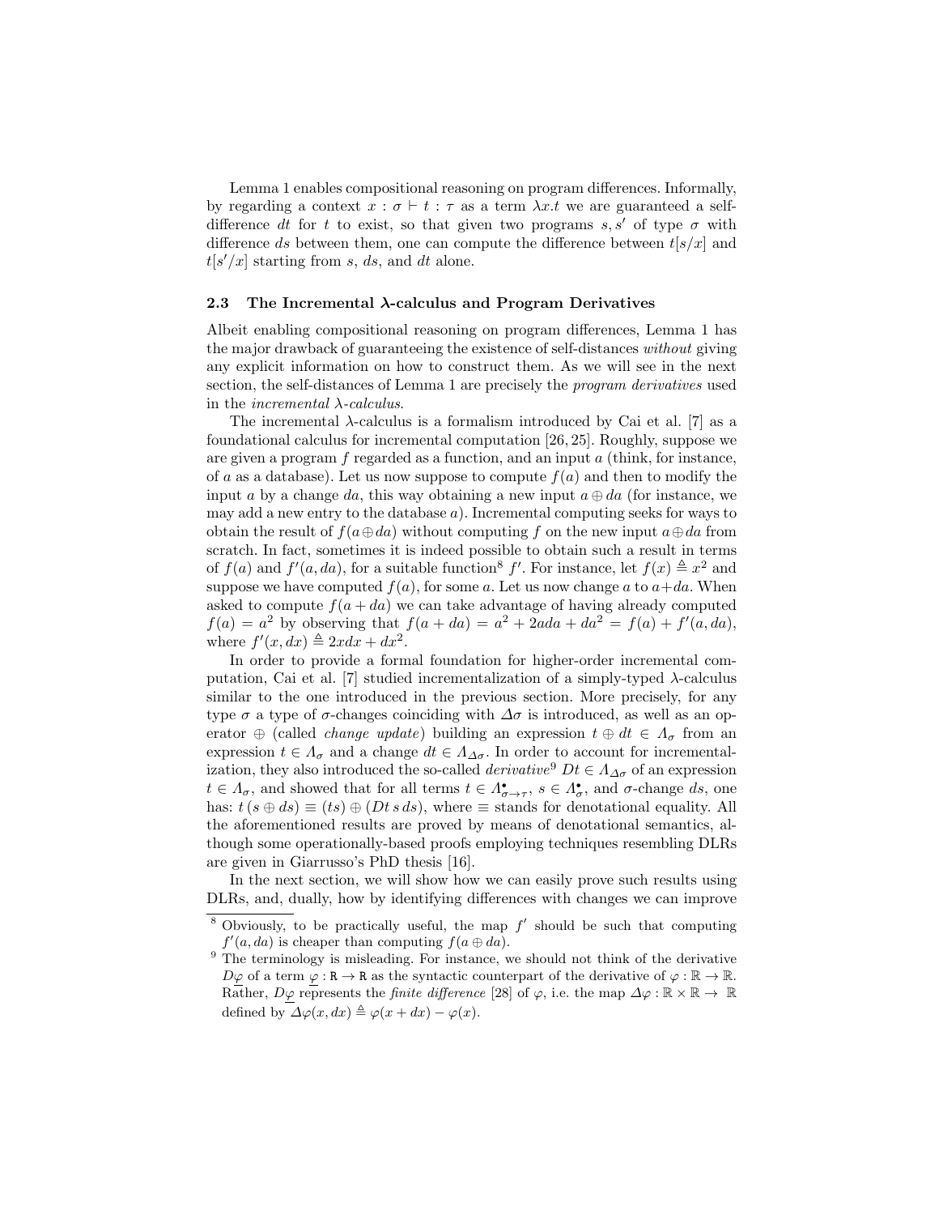Lemma 1 enables compositional reasoning on program differences. Informally, by regarding a context $x : \sigma \vdash t : \tau$ as a term $\lambda x.t$ we are guaranteed a self-difference $dt$ for $t$ to exist, so that given two programs $s, s'$ of type $\sigma$ with difference $ds$ between them, one can compute the difference between $t[s/x]$ and $t[s'/x]$ starting from $s$, $ds$, and $dt$ alone.

### 2.3 The Incremental $\lambda$-calculus and Program Derivatives

Albeit enabling compositional reasoning on program differences, Lemma 1 has the major drawback of guaranteeing the existence of self-distances *without* giving any explicit information on how to construct them. As we will see in the next section, the self-distances of Lemma 1 are precisely the *program derivatives* used in the *incremental $\lambda$-calculus*.

The incremental $\lambda$-calculus is a formalism introduced by Cai et al. [7] as a foundational calculus for incremental computation [26, 25]. Roughly, suppose we are given a program $f$ regarded as a function, and an input $a$ (think, for instance, of $a$ as a database). Let us now suppose to compute $f(a)$ and then to modify the input $a$ by a change $da$, this way obtaining a new input $a \oplus da$ (for instance, we may add a new entry to the database $a$). Incremental computing seeks for ways to obtain the result of $f(a \oplus da)$ without computing $f$ on the new input $a \oplus da$ from scratch. In fact, sometimes it is indeed possible to obtain such a result in terms of $f(a)$ and $f'(a, da)$, for a suitable function[8] $f'$. For instance, let $f(x) \triangleq x^2$ and suppose we have computed $f(a)$, for some $a$. Let us now change $a$ to $a + da$. When asked to compute $f(a + da)$ we can take advantage of having already computed $f(a) = a^2$ by observing that $f(a + da) = a^2 + 2ada + da^2 = f(a) + f'(a, da)$, where $f'(x, dx) \triangleq 2xdx + dx^2$.

In order to provide a formal foundation for higher-order incremental computation, Cai et al. [7] studied incrementalization of a simply-typed $\lambda$-calculus similar to the one introduced in the previous section. More precisely, for any type $\sigma$ a type of $\sigma$-changes coinciding with $\Delta\sigma$ is introduced, as well as an operator $\oplus$ (called *change update*) building an expression $t \oplus dt \in \Lambda_\sigma$ from an expression $t \in \Lambda_\sigma$ and a change $dt \in \Lambda_{\Delta\sigma}$. In order to account for incrementalization, they also introduced the so-called *derivative*[9] $Dt \in \Lambda_{\Delta\sigma}$ of an expression $t \in \Lambda_\sigma$, and showed that for all terms $t \in \Lambda^\bullet_{\sigma\to\tau}$, $s \in \Lambda^\bullet_\sigma$, and $\sigma$-change $ds$, one has: $t\,(s \oplus ds) \equiv (ts) \oplus (Dt\,s\,ds)$, where $\equiv$ stands for denotational equality. All the aforementioned results are proved by means of denotational semantics, although some operationally-based proofs employing techniques resembling DLRs are given in Giarrusso's PhD thesis [16].

In the next section, we will show how we can easily prove such results using DLRs, and, dually, how by identifying differences with changes we can improve

[8] Obviously, to be practically useful, the map $f'$ should be such that computing $f'(a, da)$ is cheaper than computing $f(a \oplus da)$.

[9] The terminology is misleading. For instance, we should not think of the derivative $D\underline{\varphi}$ of a term $\underline{\varphi} : \mathtt{R} \to \mathtt{R}$ as the syntactic counterpart of the derivative of $\varphi : \mathbb{R} \to \mathbb{R}$. Rather, $D\underline{\varphi}$ represents the *finite difference* [28] of $\varphi$, i.e. the map $\Delta\varphi : \mathbb{R} \times \mathbb{R} \to \mathbb{R}$ defined by $\Delta\varphi(x, dx) \triangleq \varphi(x + dx) - \varphi(x)$.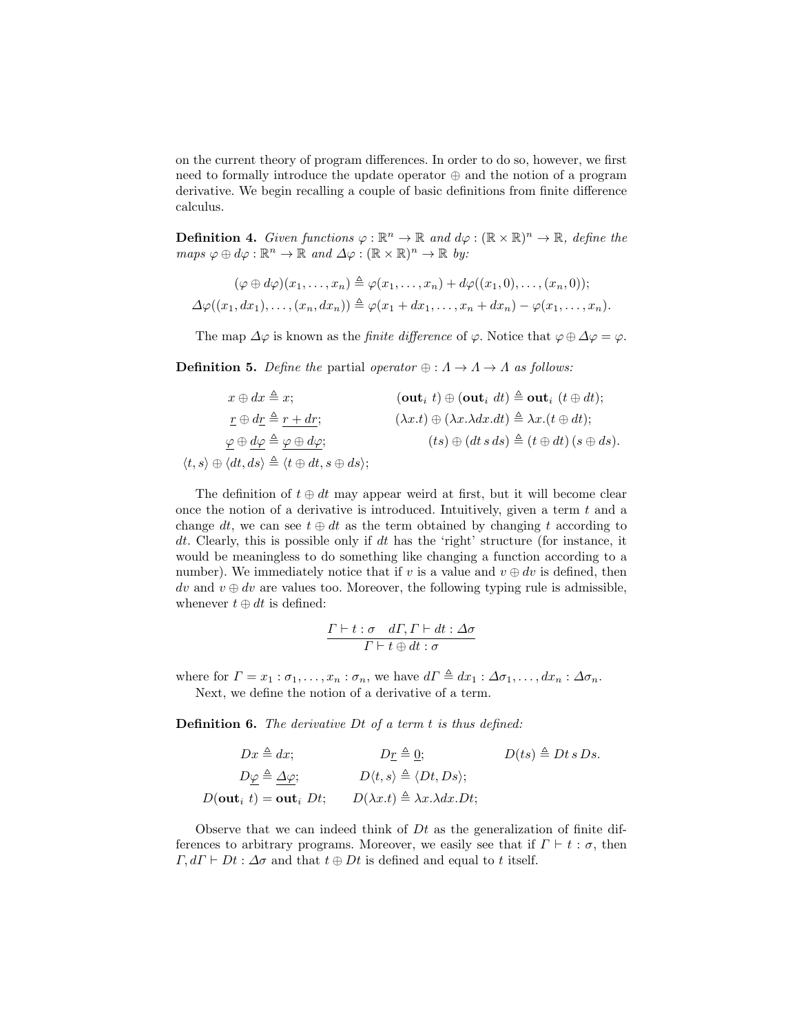on the current theory of program differences. In order to do so, however, we first need to formally introduce the update operator $\oplus$ and the notion of a program derivative. We begin recalling a couple of basic definitions from finite difference calculus.

**Definition 4.** *Given functions $\varphi : \mathbb{R}^n \to \mathbb{R}$ and $d\varphi : (\mathbb{R} \times \mathbb{R})^n \to \mathbb{R}$, define the maps $\varphi \oplus d\varphi : \mathbb{R}^n \to \mathbb{R}$ and $\Delta\varphi : (\mathbb{R} \times \mathbb{R})^n \to \mathbb{R}$ by:*

$$(\varphi \oplus d\varphi)(x_1, \ldots, x_n) \triangleq \varphi(x_1, \ldots, x_n) + d\varphi((x_1, 0), \ldots, (x_n, 0));$$
$$\Delta\varphi((x_1, dx_1), \ldots, (x_n, dx_n)) \triangleq \varphi(x_1 + dx_1, \ldots, x_n + dx_n) - \varphi(x_1, \ldots, x_n).$$

The map $\Delta\varphi$ is known as the *finite difference* of $\varphi$. Notice that $\varphi \oplus \Delta\varphi = \varphi$.

**Definition 5.** *Define the* partial *operator $\oplus : \Lambda \to \Lambda \to \Lambda$ as follows:*

$$x \oplus dx \triangleq x; \qquad (\mathbf{out}_i\ t) \oplus (\mathbf{out}_i\ dt) \triangleq \mathbf{out}_i\ (t \oplus dt);$$
$$\underline{r} \oplus d\underline{r} \triangleq \underline{r + dr}; \qquad (\lambda x.t) \oplus (\lambda x.\lambda dx.dt) \triangleq \lambda x.(t \oplus dt);$$
$$\underline{\varphi} \oplus \underline{d\varphi} \triangleq \underline{\varphi \oplus d\varphi}; \qquad (ts) \oplus (dt\, s\, ds) \triangleq (t \oplus dt)\,(s \oplus ds).$$
$$\langle t, s\rangle \oplus \langle dt, ds\rangle \triangleq \langle t \oplus dt, s \oplus ds\rangle;$$

The definition of $t \oplus dt$ may appear weird at first, but it will become clear once the notion of a derivative is introduced. Intuitively, given a term $t$ and a change $dt$, we can see $t \oplus dt$ as the term obtained by changing $t$ according to $dt$. Clearly, this is possible only if $dt$ has the 'right' structure (for instance, it would be meaningless to do something like changing a function according to a number). We immediately notice that if $v$ is a value and $v \oplus dv$ is defined, then $dv$ and $v \oplus dv$ are values too. Moreover, the following typing rule is admissible, whenever $t \oplus dt$ is defined:

$$\frac{\Gamma \vdash t : \sigma \quad d\Gamma, \Gamma \vdash dt : \Delta\sigma}{\Gamma \vdash t \oplus dt : \sigma}$$

where for $\Gamma = x_1 : \sigma_1, \ldots, x_n : \sigma_n$, we have $d\Gamma \triangleq dx_1 : \Delta\sigma_1, \ldots, dx_n : \Delta\sigma_n$.

Next, we define the notion of a derivative of a term.

**Definition 6.** *The derivative $Dt$ of a term $t$ is thus defined:*

$$Dx \triangleq dx; \qquad D\underline{r} \triangleq \underline{0}; \qquad D(ts) \triangleq Dt\, s\, Ds.$$
$$D\underline{\varphi} \triangleq \underline{\Delta\varphi}; \qquad D\langle t, s\rangle \triangleq \langle Dt, Ds\rangle;$$
$$D(\mathbf{out}_i\ t) = \mathbf{out}_i\ Dt; \qquad D(\lambda x.t) \triangleq \lambda x.\lambda dx.Dt;$$

Observe that we can indeed think of $Dt$ as the generalization of finite differences to arbitrary programs. Moreover, we easily see that if $\Gamma \vdash t : \sigma$, then $\Gamma, d\Gamma \vdash Dt : \Delta\sigma$ and that $t \oplus Dt$ is defined and equal to $t$ itself.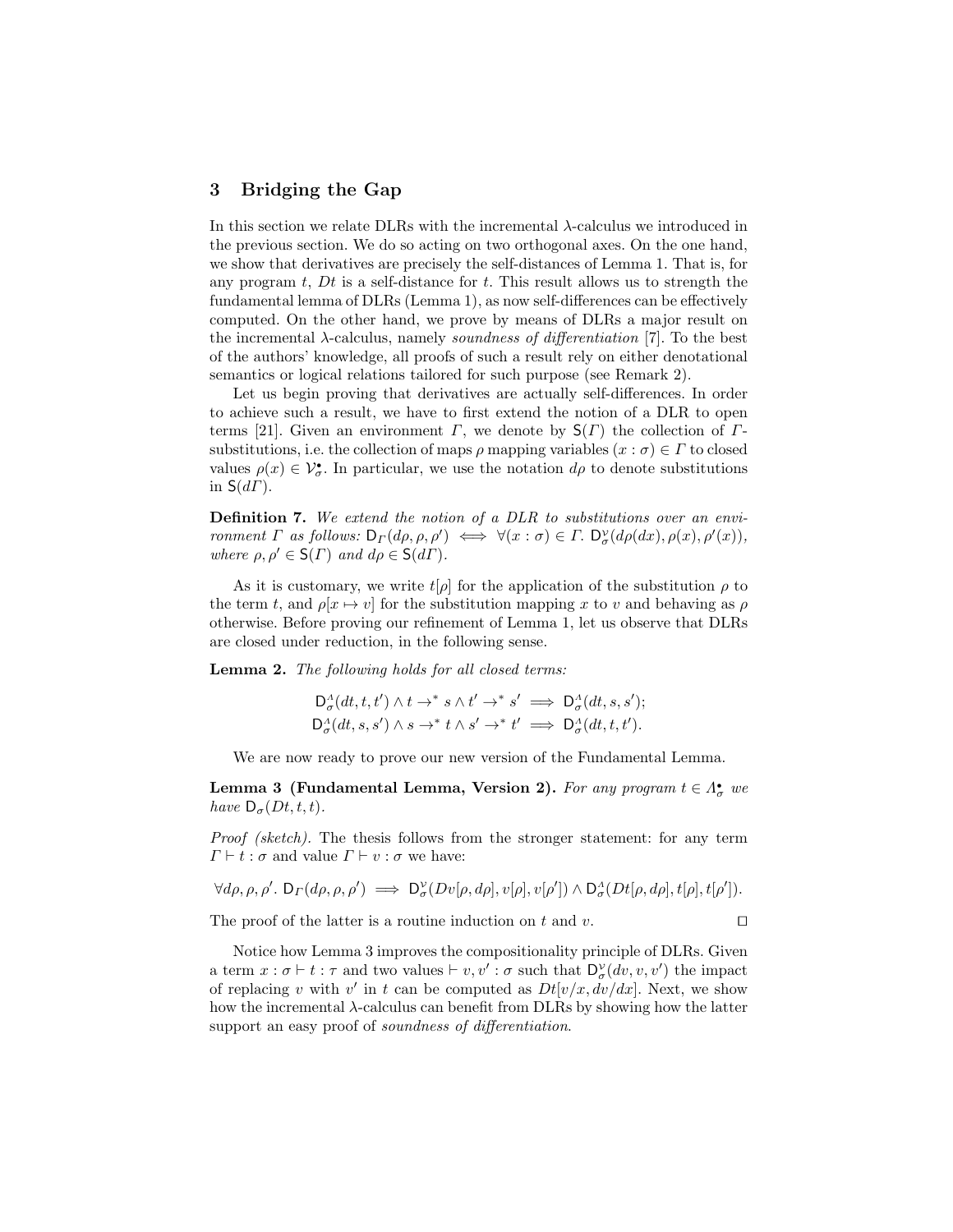## 3 Bridging the Gap

In this section we relate DLRs with the incremental $\lambda$-calculus we introduced in the previous section. We do so acting on two orthogonal axes. On the one hand, we show that derivatives are precisely the self-distances of Lemma 1. That is, for any program $t$, $Dt$ is a self-distance for $t$. This result allows us to strength the fundamental lemma of DLRs (Lemma 1), as now self-differences can be effectively computed. On the other hand, we prove by means of DLRs a major result on the incremental $\lambda$-calculus, namely *soundness of differentiation* [7]. To the best of the authors' knowledge, all proofs of such a result rely on either denotational semantics or logical relations tailored for such purpose (see Remark 2).

Let us begin proving that derivatives are actually self-differences. In order to achieve such a result, we have to first extend the notion of a DLR to open terms [21]. Given an environment $\Gamma$, we denote by $\mathsf{S}(\Gamma)$ the collection of $\Gamma$-substitutions, i.e. the collection of maps $\rho$ mapping variables $(x : \sigma) \in \Gamma$ to closed values $\rho(x) \in \mathcal{V}^{\bullet}_{\sigma}$. In particular, we use the notation $d\rho$ to denote substitutions in $\mathsf{S}(d\Gamma)$.

**Definition 7.** *We extend the notion of a DLR to substitutions over an environment $\Gamma$ as follows: $\mathsf{D}_{\Gamma}(d\rho, \rho, \rho') \iff \forall (x : \sigma) \in \Gamma.\ \mathsf{D}^{\mathcal{V}}_{\sigma}(d\rho(dx), \rho(x), \rho'(x))$, where $\rho, \rho' \in \mathsf{S}(\Gamma)$ and $d\rho \in \mathsf{S}(d\Gamma)$.*

As it is customary, we write $t[\rho]$ for the application of the substitution $\rho$ to the term $t$, and $\rho[x \mapsto v]$ for the substitution mapping $x$ to $v$ and behaving as $\rho$ otherwise. Before proving our refinement of Lemma 1, let us observe that DLRs are closed under reduction, in the following sense.

**Lemma 2.** *The following holds for all closed terms:*

$$\mathsf{D}^{\Lambda}_{\sigma}(dt, t, t') \wedge t \to^{*} s \wedge t' \to^{*} s' \implies \mathsf{D}^{\Lambda}_{\sigma}(dt, s, s');$$
$$\mathsf{D}^{\Lambda}_{\sigma}(dt, s, s') \wedge s \to^{*} t \wedge s' \to^{*} t' \implies \mathsf{D}^{\Lambda}_{\sigma}(dt, t, t').$$

We are now ready to prove our new version of the Fundamental Lemma.

**Lemma 3 (Fundamental Lemma, Version 2).** *For any program $t \in \Lambda^{\bullet}_{\sigma}$ we have $\mathsf{D}_{\sigma}(Dt, t, t)$.*

*Proof (sketch).* The thesis follows from the stronger statement: for any term $\Gamma \vdash t : \sigma$ and value $\Gamma \vdash v : \sigma$ we have:

$$\forall d\rho, \rho, \rho'.\ \mathsf{D}_{\Gamma}(d\rho, \rho, \rho') \implies \mathsf{D}^{\mathcal{V}}_{\sigma}(Dv[\rho, d\rho], v[\rho], v[\rho']) \wedge \mathsf{D}^{\Lambda}_{\sigma}(Dt[\rho, d\rho], t[\rho], t[\rho']).$$

The proof of the latter is a routine induction on $t$ and $v$. $\square$

Notice how Lemma 3 improves the compositionality principle of DLRs. Given a term $x : \sigma \vdash t : \tau$ and two values $\vdash v, v' : \sigma$ such that $\mathsf{D}^{\mathcal{V}}_{\sigma}(dv, v, v')$ the impact of replacing $v$ with $v'$ in $t$ can be computed as $Dt[v/x, dv/dx]$. Next, we show how the incremental $\lambda$-calculus can benefit from DLRs by showing how the latter support an easy proof of *soundness of differentiation*.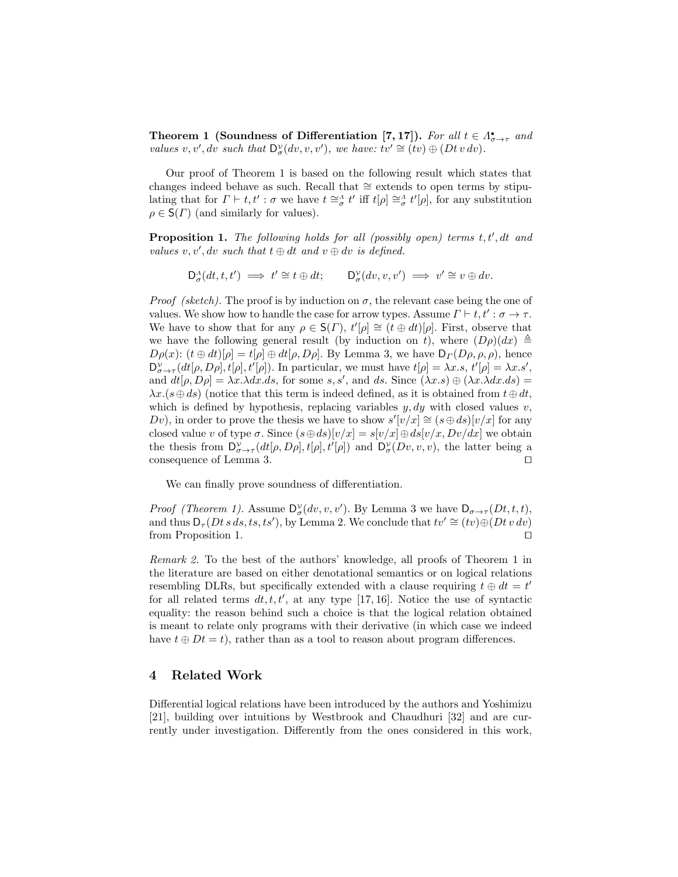**Theorem 1 (Soundness of Differentiation [7, 17]).** *For all $t \in \Lambda^{\bullet}_{\sigma\to\tau}$ and values $v, v', dv$ such that $\mathsf{D}^{\mathcal{V}}_{\sigma}(dv, v, v')$, we have: $tv' \cong (tv) \oplus (Dt\, v\, dv)$.*

Our proof of Theorem 1 is based on the following result which states that changes indeed behave as such. Recall that $\cong$ extends to open terms by stipulating that for $\Gamma \vdash t, t' : \sigma$ we have $t \cong^{\Lambda}_{\sigma} t'$ iff $t[\rho] \cong^{\Lambda}_{\sigma} t'[\rho]$, for any substitution $\rho \in \mathsf{S}(\Gamma)$ (and similarly for values).

**Proposition 1.** *The following holds for all (possibly open) terms $t, t', dt$ and values $v, v', dv$ such that $t \oplus dt$ and $v \oplus dv$ is defined.*

$$\mathsf{D}^{\Lambda}_{\sigma}(dt, t, t') \implies t' \cong t \oplus dt; \qquad \mathsf{D}^{\mathcal{V}}_{\sigma}(dv, v, v') \implies v' \cong v \oplus dv.$$

*Proof (sketch).* The proof is by induction on $\sigma$, the relevant case being the one of values. We show how to handle the case for arrow types. Assume $\Gamma \vdash t, t' : \sigma \to \tau$. We have to show that for any $\rho \in \mathsf{S}(\Gamma)$, $t'[\rho] \cong (t \oplus dt)[\rho]$. First, observe that we have the following general result (by induction on $t$), where $(D\rho)(dx) \triangleq D\rho(x)$: $(t \oplus dt)[\rho] = t[\rho] \oplus dt[\rho, D\rho]$. By Lemma 3, we have $\mathsf{D}_{\Gamma}(D\rho, \rho, \rho)$, hence $\mathsf{D}^{\mathcal{V}}_{\sigma\to\tau}(dt[\rho, D\rho], t[\rho], t'[\rho])$. In particular, we must have $t[\rho] = \lambda x.s$, $t'[\rho] = \lambda x.s'$, and $dt[\rho, D\rho] = \lambda x.\lambda dx.ds$, for some $s, s'$, and $ds$. Since $(\lambda x.s) \oplus (\lambda x.\lambda dx.ds) = \lambda x.(s \oplus ds)$ (notice that this term is indeed defined, as it is obtained from $t \oplus dt$, which is defined by hypothesis, replacing variables $y, dy$ with closed values $v$, $Dv$), in order to prove the thesis we have to show $s'[v/x] \cong (s \oplus ds)[v/x]$ for any closed value $v$ of type $\sigma$. Since $(s \oplus ds)[v/x] = s[v/x] \oplus ds[v/x, Dv/dx]$ we obtain the thesis from $\mathsf{D}^{\mathcal{V}}_{\sigma\to\tau}(dt[\rho, D\rho], t[\rho], t'[\rho])$ and $\mathsf{D}^{\mathcal{V}}_{\sigma}(Dv, v, v)$, the latter being a consequence of Lemma 3. $\square$

We can finally prove soundness of differentiation.

*Proof (Theorem 1).* Assume $\mathsf{D}^{\mathcal{V}}_{\sigma}(dv, v, v')$. By Lemma 3 we have $\mathsf{D}_{\sigma\to\tau}(Dt, t, t)$, and thus $\mathsf{D}_{\tau}(Dt\, s\, ds, ts, ts')$, by Lemma 2. We conclude that $tv' \cong (tv) \oplus (Dt\, v\, dv)$ from Proposition 1. $\square$

*Remark 2.* To the best of the authors' knowledge, all proofs of Theorem 1 in the literature are based on either denotational semantics or on logical relations resembling DLRs, but specifically extended with a clause requiring $t \oplus dt = t'$ for all related terms $dt, t, t'$, at any type [17, 16]. Notice the use of syntactic equality: the reason behind such a choice is that the logical relation obtained is meant to relate only programs with their derivative (in which case we indeed have $t \oplus Dt = t$), rather than as a tool to reason about program differences.

## 4 Related Work

Differential logical relations have been introduced by the authors and Yoshimizu [21], building over intuitions by Westbrook and Chaudhuri [32] and are currently under investigation. Differently from the ones considered in this work,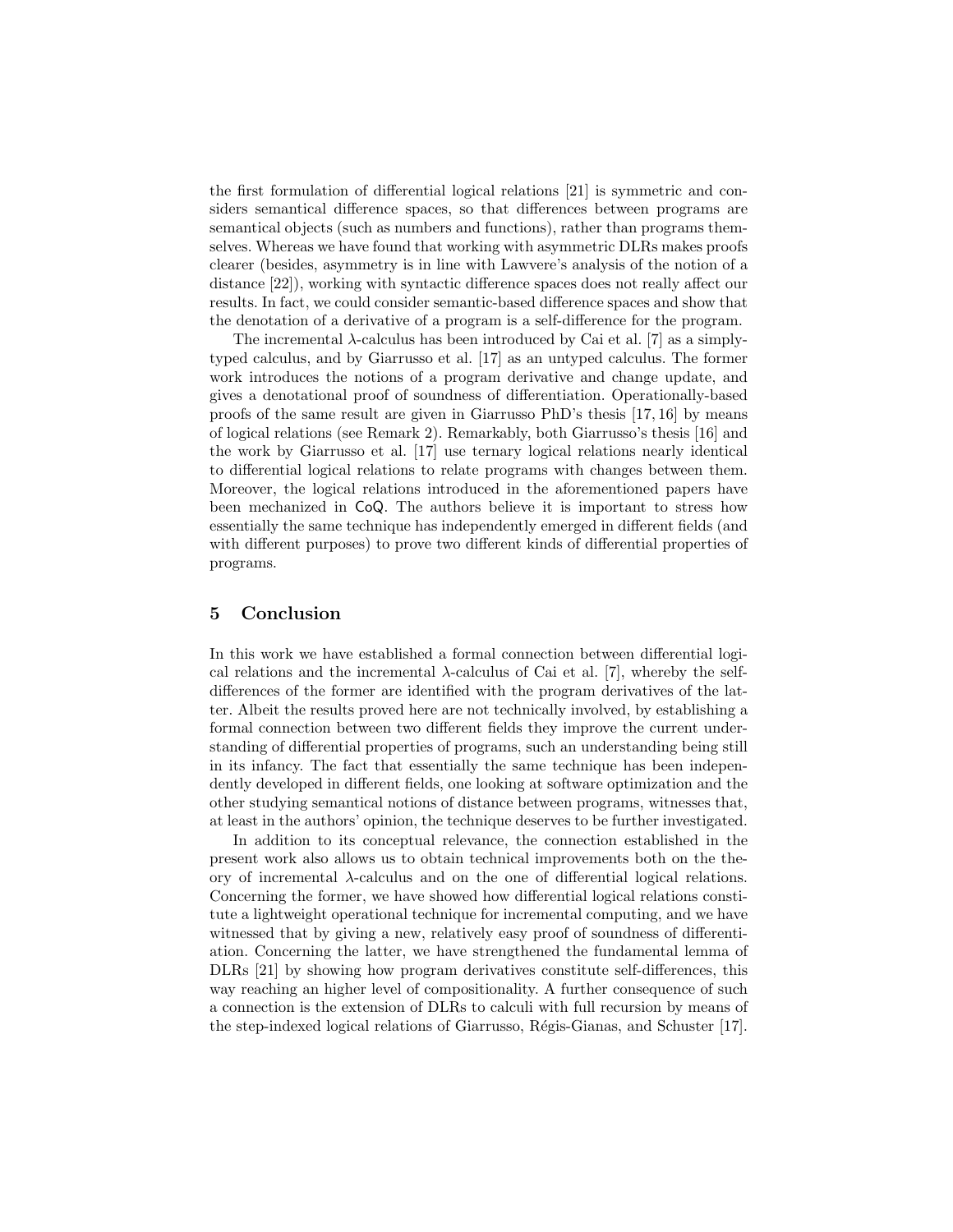the first formulation of differential logical relations [21] is symmetric and considers semantical difference spaces, so that differences between programs are semantical objects (such as numbers and functions), rather than programs themselves. Whereas we have found that working with asymmetric DLRs makes proofs clearer (besides, asymmetry is in line with Lawvere's analysis of the notion of a distance [22]), working with syntactic difference spaces does not really affect our results. In fact, we could consider semantic-based difference spaces and show that the denotation of a derivative of a program is a self-difference for the program.

The incremental $\lambda$-calculus has been introduced by Cai et al. [7] as a simply-typed calculus, and by Giarrusso et al. [17] as an untyped calculus. The former work introduces the notions of a program derivative and change update, and gives a denotational proof of soundness of differentiation. Operationally-based proofs of the same result are given in Giarrusso PhD's thesis [17, 16] by means of logical relations (see Remark 2). Remarkably, both Giarrusso's thesis [16] and the work by Giarrusso et al. [17] use ternary logical relations nearly identical to differential logical relations to relate programs with changes between them. Moreover, the logical relations introduced in the aforementioned papers have been mechanized in CoQ. The authors believe it is important to stress how essentially the same technique has independently emerged in different fields (and with different purposes) to prove two different kinds of differential properties of programs.

## 5 Conclusion

In this work we have established a formal connection between differential logical relations and the incremental $\lambda$-calculus of Cai et al. [7], whereby the self-differences of the former are identified with the program derivatives of the latter. Albeit the results proved here are not technically involved, by establishing a formal connection between two different fields they improve the current understanding of differential properties of programs, such an understanding being still in its infancy. The fact that essentially the same technique has been independently developed in different fields, one looking at software optimization and the other studying semantical notions of distance between programs, witnesses that, at least in the authors' opinion, the technique deserves to be further investigated.

In addition to its conceptual relevance, the connection established in the present work also allows us to obtain technical improvements both on the theory of incremental $\lambda$-calculus and on the one of differential logical relations. Concerning the former, we have showed how differential logical relations constitute a lightweight operational technique for incremental computing, and we have witnessed that by giving a new, relatively easy proof of soundness of differentiation. Concerning the latter, we have strengthened the fundamental lemma of DLRs [21] by showing how program derivatives constitute self-differences, this way reaching an higher level of compositionality. A further consequence of such a connection is the extension of DLRs to calculi with full recursion by means of the step-indexed logical relations of Giarrusso, Régis-Gianas, and Schuster [17].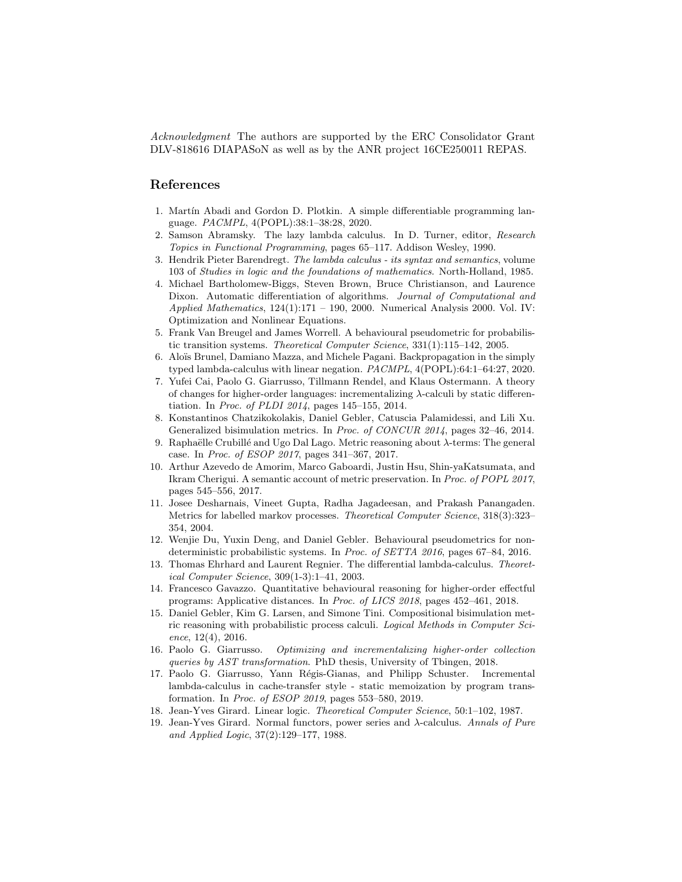*Acknowledgment* The authors are supported by the ERC Consolidator Grant DLV-818616 DIAPASoN as well as by the ANR project 16CE250011 REPAS.

## References

1. Martín Abadi and Gordon D. Plotkin. A simple differentiable programming language. *PACMPL*, 4(POPL):38:1–38:28, 2020.
2. Samson Abramsky. The lazy lambda calculus. In D. Turner, editor, *Research Topics in Functional Programming*, pages 65–117. Addison Wesley, 1990.
3. Hendrik Pieter Barendregt. *The lambda calculus - its syntax and semantics*, volume 103 of *Studies in logic and the foundations of mathematics*. North-Holland, 1985.
4. Michael Bartholomew-Biggs, Steven Brown, Bruce Christianson, and Laurence Dixon. Automatic differentiation of algorithms. *Journal of Computational and Applied Mathematics*, 124(1):171 – 190, 2000. Numerical Analysis 2000. Vol. IV: Optimization and Nonlinear Equations.
5. Frank Van Breugel and James Worrell. A behavioural pseudometric for probabilistic transition systems. *Theoretical Computer Science*, 331(1):115–142, 2005.
6. Aloïs Brunel, Damiano Mazza, and Michele Pagani. Backpropagation in the simply typed lambda-calculus with linear negation. *PACMPL*, 4(POPL):64:1–64:27, 2020.
7. Yufei Cai, Paolo G. Giarrusso, Tillmann Rendel, and Klaus Ostermann. A theory of changes for higher-order languages: incrementalizing $\lambda$-calculi by static differentiation. In *Proc. of PLDI 2014*, pages 145–155, 2014.
8. Konstantinos Chatzikokolakis, Daniel Gebler, Catuscia Palamidessi, and Lili Xu. Generalized bisimulation metrics. In *Proc. of CONCUR 2014*, pages 32–46, 2014.
9. Raphaëlle Crubillé and Ugo Dal Lago. Metric reasoning about $\lambda$-terms: The general case. In *Proc. of ESOP 2017*, pages 341–367, 2017.
10. Arthur Azevedo de Amorim, Marco Gaboardi, Justin Hsu, Shin-yaKatsumata, and Ikram Cherigui. A semantic account of metric preservation. In *Proc. of POPL 2017*, pages 545–556, 2017.
11. Josee Desharnais, Vineet Gupta, Radha Jagadeesan, and Prakash Panangaden. Metrics for labelled markov processes. *Theoretical Computer Science*, 318(3):323–354, 2004.
12. Wenjie Du, Yuxin Deng, and Daniel Gebler. Behavioural pseudometrics for nondeterministic probabilistic systems. In *Proc. of SETTA 2016*, pages 67–84, 2016.
13. Thomas Ehrhard and Laurent Regnier. The differential lambda-calculus. *Theoretical Computer Science*, 309(1-3):1–41, 2003.
14. Francesco Gavazzo. Quantitative behavioural reasoning for higher-order effectful programs: Applicative distances. In *Proc. of LICS 2018*, pages 452–461, 2018.
15. Daniel Gebler, Kim G. Larsen, and Simone Tini. Compositional bisimulation metric reasoning with probabilistic process calculi. *Logical Methods in Computer Science*, 12(4), 2016.
16. Paolo G. Giarrusso. *Optimizing and incrementalizing higher-order collection queries by AST transformation*. PhD thesis, University of Tbingen, 2018.
17. Paolo G. Giarrusso, Yann Régis-Gianas, and Philipp Schuster. Incremental lambda-calculus in cache-transfer style - static memoization by program transformation. In *Proc. of ESOP 2019*, pages 553–580, 2019.
18. Jean-Yves Girard. Linear logic. *Theoretical Computer Science*, 50:1–102, 1987.
19. Jean-Yves Girard. Normal functors, power series and $\lambda$-calculus. *Annals of Pure and Applied Logic*, 37(2):129–177, 1988.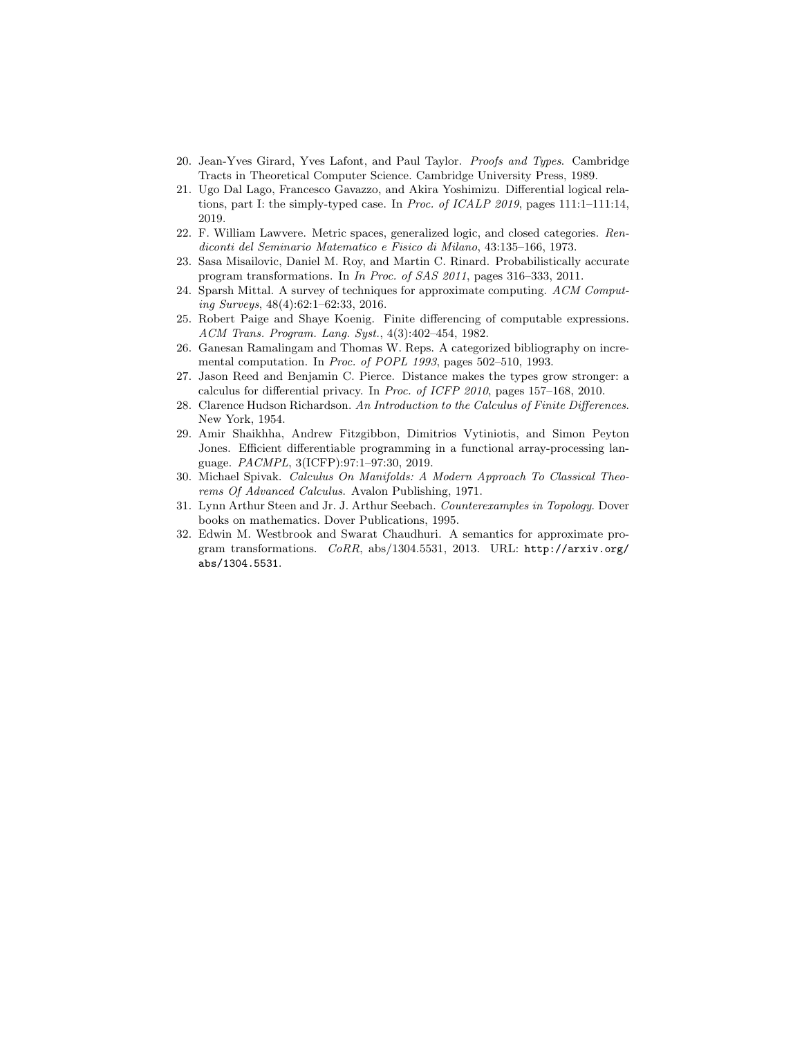20. Jean-Yves Girard, Yves Lafont, and Paul Taylor. *Proofs and Types*. Cambridge Tracts in Theoretical Computer Science. Cambridge University Press, 1989.
21. Ugo Dal Lago, Francesco Gavazzo, and Akira Yoshimizu. Differential logical relations, part I: the simply-typed case. In *Proc. of ICALP 2019*, pages 111:1–111:14, 2019.
22. F. William Lawvere. Metric spaces, generalized logic, and closed categories. *Rendiconti del Seminario Matematico e Fisico di Milano*, 43:135–166, 1973.
23. Sasa Misailovic, Daniel M. Roy, and Martin C. Rinard. Probabilistically accurate program transformations. In *In Proc. of SAS 2011*, pages 316–333, 2011.
24. Sparsh Mittal. A survey of techniques for approximate computing. *ACM Computing Surveys*, 48(4):62:1–62:33, 2016.
25. Robert Paige and Shaye Koenig. Finite differencing of computable expressions. *ACM Trans. Program. Lang. Syst.*, 4(3):402–454, 1982.
26. Ganesan Ramalingam and Thomas W. Reps. A categorized bibliography on incremental computation. In *Proc. of POPL 1993*, pages 502–510, 1993.
27. Jason Reed and Benjamin C. Pierce. Distance makes the types grow stronger: a calculus for differential privacy. In *Proc. of ICFP 2010*, pages 157–168, 2010.
28. Clarence Hudson Richardson. *An Introduction to the Calculus of Finite Differences*. New York, 1954.
29. Amir Shaikhha, Andrew Fitzgibbon, Dimitrios Vytiniotis, and Simon Peyton Jones. Efficient differentiable programming in a functional array-processing language. *PACMPL*, 3(ICFP):97:1–97:30, 2019.
30. Michael Spivak. *Calculus On Manifolds: A Modern Approach To Classical Theorems Of Advanced Calculus*. Avalon Publishing, 1971.
31. Lynn Arthur Steen and Jr. J. Arthur Seebach. *Counterexamples in Topology*. Dover books on mathematics. Dover Publications, 1995.
32. Edwin M. Westbrook and Swarat Chaudhuri. A semantics for approximate program transformations. *CoRR*, abs/1304.5531, 2013. URL: `http://arxiv.org/abs/1304.5531`.